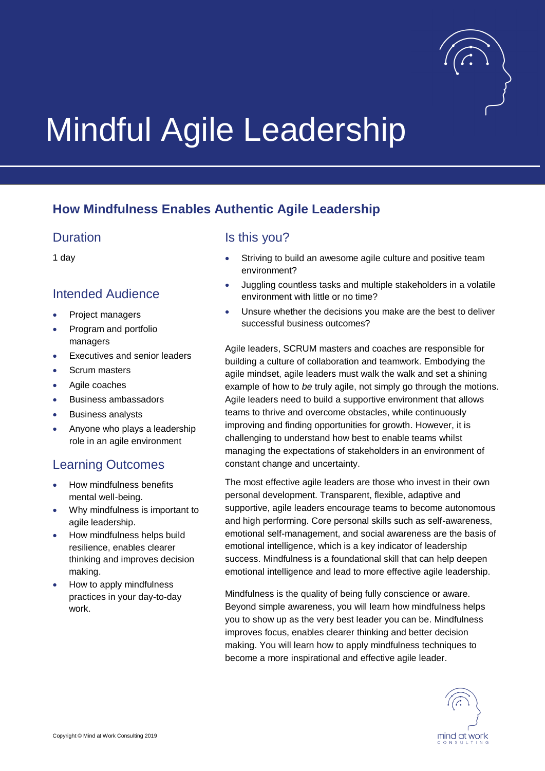# Mindful Agile Leadership

## How Mindfulness Enables Authentic Agile Leadership

### Duration

1 day

### Intended Audience

- Project managers
- Program and portfolio managers
- Executives and senior leaders
- Scrum masters
- Agile coaches
- Business ambassadors
- Business analysts
- Anyone who plays a leadership role in an agile environment

### Learning Outcomes

- How mindfulness benefits mental well-being.
- Why mindfulness is important to agile leadership.
- How mindfulness helps build resilience, enables clearer thinking and improves decision making.
- How to apply mindfulness practices in your day-to-day work.

### Is this you?

- Striving to build an awesome agile culture and positive team environment?
- Juggling countless tasks and multiple stakeholders in a volatile environment with little or no time?
- Unsure whether the decisions you make are the best to deliver successful business outcomes?

Agile leaders, SCRUM masters and coaches are responsible for building a culture of collaboration and teamwork. Embodying the agile mindset, agile leaders must walk the walk and set a shining example of how to *be* truly agile, not simply go through the motions. Agile leaders need to build a supportive environment that allows teams to thrive and overcome obstacles, while continuously improving and finding opportunities for growth. However, it is challenging to understand how best to enable teams whilst managing the expectations of stakeholders in an environment of constant change and uncertainty.

The most effective agile leaders are those who invest in their own personal development. Transparent, flexible, adaptive and supportive, agile leaders encourage teams to become autonomous and high performing. Core personal skills such as self-awareness, emotional self-management, and social awareness are the basis of emotional intelligence, which is a key indicator of leadership success. Mindfulness is a foundational skill that can help deepen emotional intelligence and lead to more effective agile leadership.

Mindfulness is the quality of being fully conscience or aware. Beyond simple awareness, you will learn how mindfulness helps you to show up as the very best leader you can be. Mindfulness improves focus, enables clearer thinking and better decision making. You will learn how to apply mindfulness techniques to become a more inspirational and effective agile leader.

Copyright © Mind at Work Consulting 2019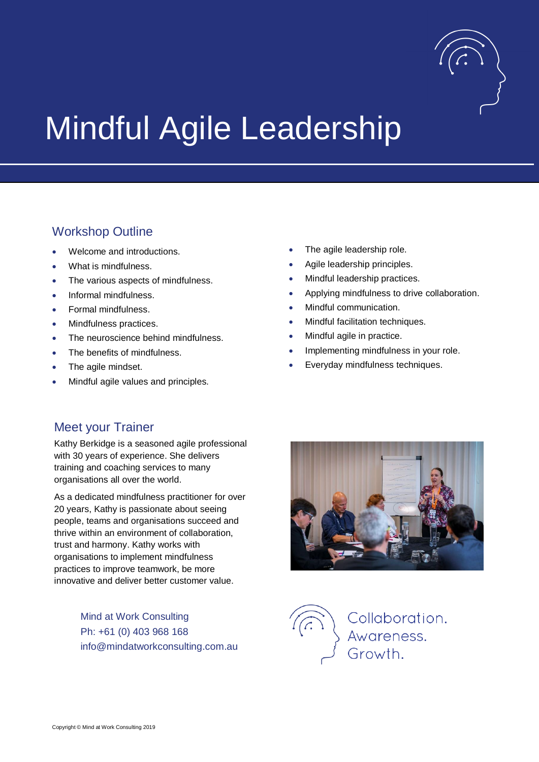# Mindful Agile Leadership

## Workshop Outline

- Welcome and introductions.
- What is mindfulness.
- The various aspects of mindfulness.
- Informal mindfulness.
- Formal mindfulness.
- Mindfulness practices.
- The neuroscience behind mindfulness.
- The benefits of mindfulness.
- The agile mindset.
- Mindful agile values and principles.
- The agile leadership role.
- Agile leadership principles.
- Mindful leadership practices.
- Applying mindfulness to drive collaboration.
- Mindful communication.
- Mindful facilitation techniques.
- Mindful agile in practice.
- Implementing mindfulness in your role.
- Everyday mindfulness techniques.

## Meet your Trainer

Kathy Berkidge is a seasoned agile professional with 30 years of experience. She delivers training and coaching services to many organisations all over the world.

As a dedicated mindfulness practitioner for over 20 years, Kathy is passionate about seeing people, teams and organisations succeed and thrive within an environment of collaboration, trust and harmony. Kathy works with organisations to implement mindfulness practices to improve teamwork, be more innovative and deliver better customer value.

Mind at Work Consulting
Ph: +61 (0) 403 968 168
info@mindatworkconsulting.com.au

Collaboration.
Awareness.
Growth.

Copyright © Mind at Work Consulting 2019